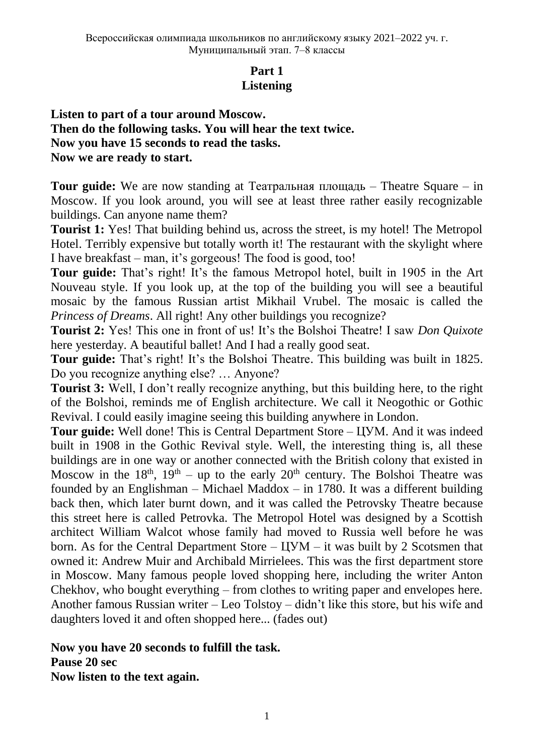## Part 1
## Listening

**Listen to part of a tour around Moscow.**
**Then do the following tasks. You will hear the text twice.**
**Now you have 15 seconds to read the tasks.**
**Now we are ready to start.**

**Tour guide:** We are now standing at Театральная площадь – Theatre Square – in Moscow. If you look around, you will see at least three rather easily recognizable buildings. Can anyone name them?

**Tourist 1:** Yes! That building behind us, across the street, is my hotel! The Metropol Hotel. Terribly expensive but totally worth it! The restaurant with the skylight where I have breakfast – man, it's gorgeous! The food is good, too!

**Tour guide:** That's right! It's the famous Metropol hotel, built in 1905 in the Art Nouveau style. If you look up, at the top of the building you will see a beautiful mosaic by the famous Russian artist Mikhail Vrubel. The mosaic is called the *Princess of Dreams*. All right! Any other buildings you recognize?

**Tourist 2:** Yes! This one in front of us! It's the Bolshoi Theatre! I saw *Don Quixote* here yesterday. A beautiful ballet! And I had a really good seat.

**Tour guide:** That's right! It's the Bolshoi Theatre. This building was built in 1825. Do you recognize anything else? … Anyone?

**Tourist 3:** Well, I don't really recognize anything, but this building here, to the right of the Bolshoi, reminds me of English architecture. We call it Neogothic or Gothic Revival. I could easily imagine seeing this building anywhere in London.

**Tour guide:** Well done! This is Central Department Store – ЦУМ. And it was indeed built in 1908 in the Gothic Revival style. Well, the interesting thing is, all these buildings are in one way or another connected with the British colony that existed in Moscow in the 18th, 19th – up to the early 20th century. The Bolshoi Theatre was founded by an Englishman – Michael Maddox – in 1780. It was a different building back then, which later burnt down, and it was called the Petrovsky Theatre because this street here is called Petrovka. The Metropol Hotel was designed by a Scottish architect William Walcot whose family had moved to Russia well before he was born. As for the Central Department Store – ЦУМ – it was built by 2 Scotsmen that owned it: Andrew Muir and Archibald Mirrielees. This was the first department store in Moscow. Many famous people loved shopping here, including the writer Anton Chekhov, who bought everything – from clothes to writing paper and envelopes here. Another famous Russian writer – Leo Tolstoy – didn't like this store, but his wife and daughters loved it and often shopped here... (fades out)

**Now you have 20 seconds to fulfill the task.**
**Pause 20 sec**
**Now listen to the text again.**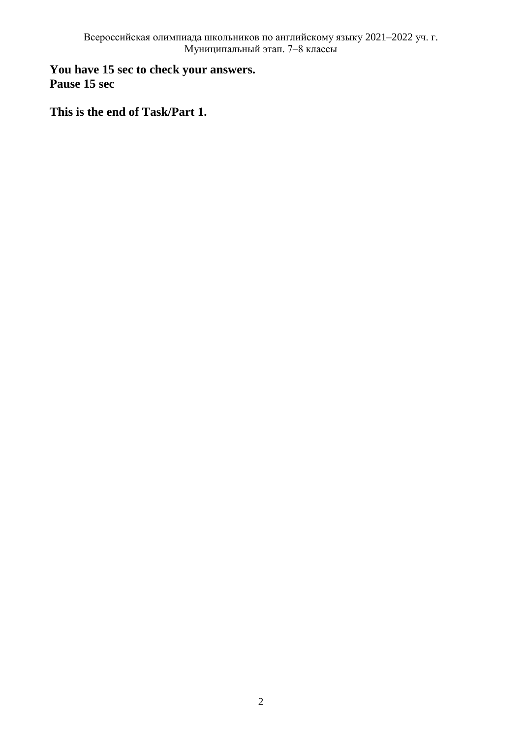**You have 15 sec to check your answers.**
**Pause 15 sec**

**This is the end of Task/Part 1.**